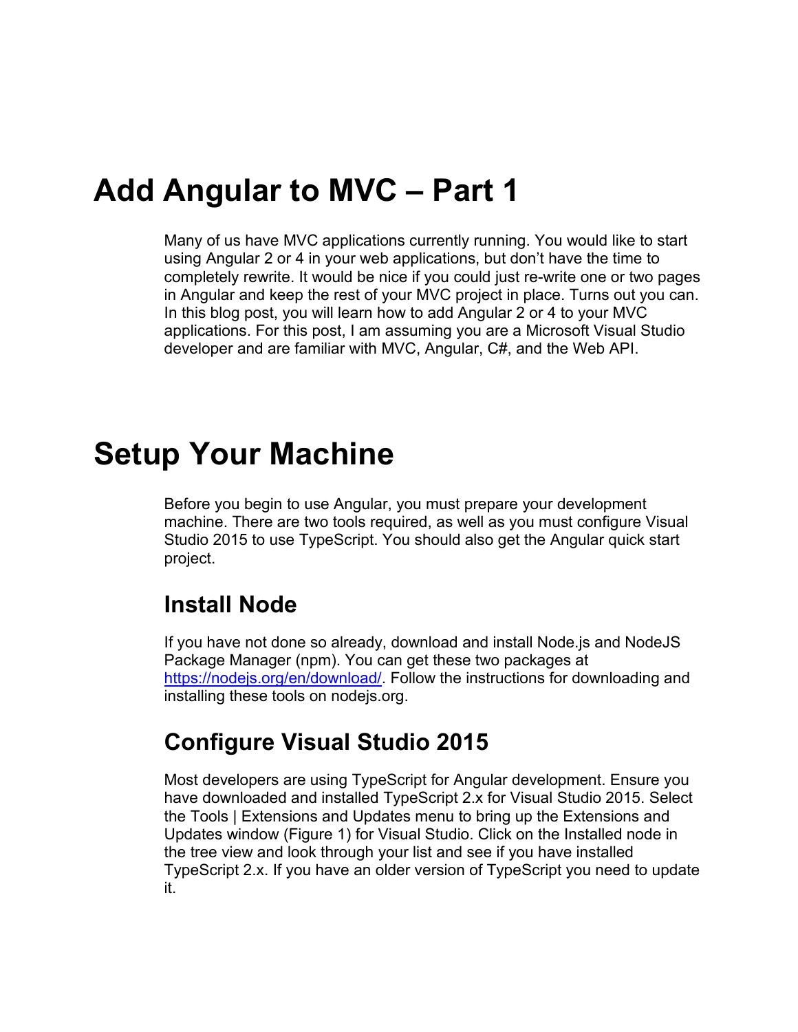# Add Angular to MVC – Part 1

Many of us have MVC applications currently running. You would like to start using Angular 2 or 4 in your web applications, but don't have the time to completely rewrite. It would be nice if you could just re-write one or two pages in Angular and keep the rest of your MVC project in place. Turns out you can. In this blog post, you will learn how to add Angular 2 or 4 to your MVC applications. For this post, I am assuming you are a Microsoft Visual Studio developer and are familiar with MVC, Angular, C#, and the Web API.

# Setup Your Machine

Before you begin to use Angular, you must prepare your development machine. There are two tools required, as well as you must configure Visual Studio 2015 to use TypeScript. You should also get the Angular quick start project.

## Install Node

If you have not done so already, download and install Node.js and NodeJS Package Manager (npm). You can get these two packages at [https://nodejs.org/en/download/](https://nodejs.org/en/download/). Follow the instructions for downloading and installing these tools on nodejs.org.

## Configure Visual Studio 2015

Most developers are using TypeScript for Angular development. Ensure you have downloaded and installed TypeScript 2.x for Visual Studio 2015. Select the Tools | Extensions and Updates menu to bring up the Extensions and Updates window (Figure 1) for Visual Studio. Click on the Installed node in the tree view and look through your list and see if you have installed TypeScript 2.x. If you have an older version of TypeScript you need to update it.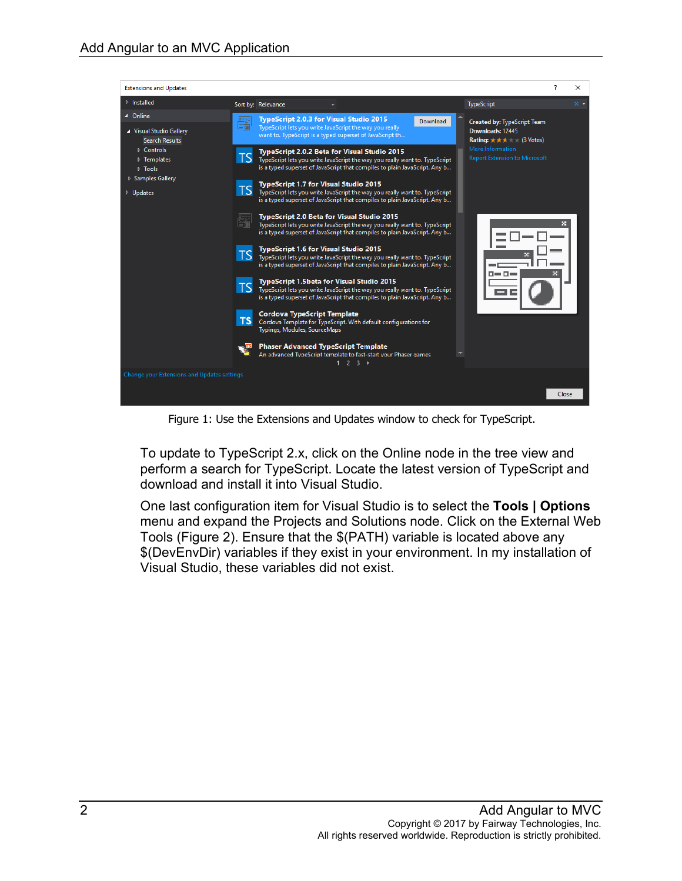Figure 1: Use the Extensions and Updates window to check for TypeScript.

To update to TypeScript 2.x, click on the Online node in the tree view and perform a search for TypeScript. Locate the latest version of TypeScript and download and install it into Visual Studio.

One last configuration item for Visual Studio is to select the **Tools | Options** menu and expand the Projects and Solutions node. Click on the External Web Tools (Figure 2). Ensure that the $(PATH) variable is located above any $(DevEnvDir) variables if they exist in your environment. In my installation of Visual Studio, these variables did not exist.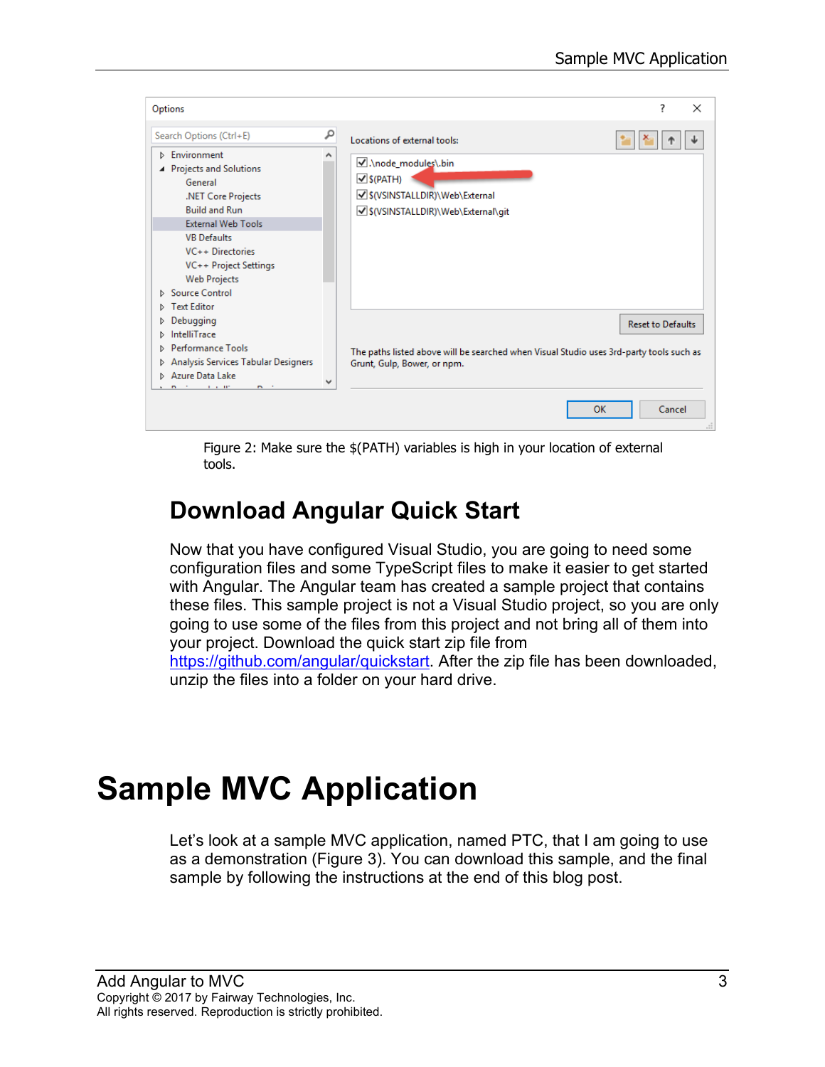Figure 2: Make sure the $(PATH) variables is high in your location of external tools.

## Download Angular Quick Start

Now that you have configured Visual Studio, you are going to need some configuration files and some TypeScript files to make it easier to get started with Angular. The Angular team has created a sample project that contains these files. This sample project is not a Visual Studio project, so you are only going to use some of the files from this project and not bring all of them into your project. Download the quick start zip file from https://github.com/angular/quickstart. After the zip file has been downloaded, unzip the files into a folder on your hard drive.

# Sample MVC Application

Let's look at a sample MVC application, named PTC, that I am going to use as a demonstration (Figure 3). You can download this sample, and the final sample by following the instructions at the end of this blog post.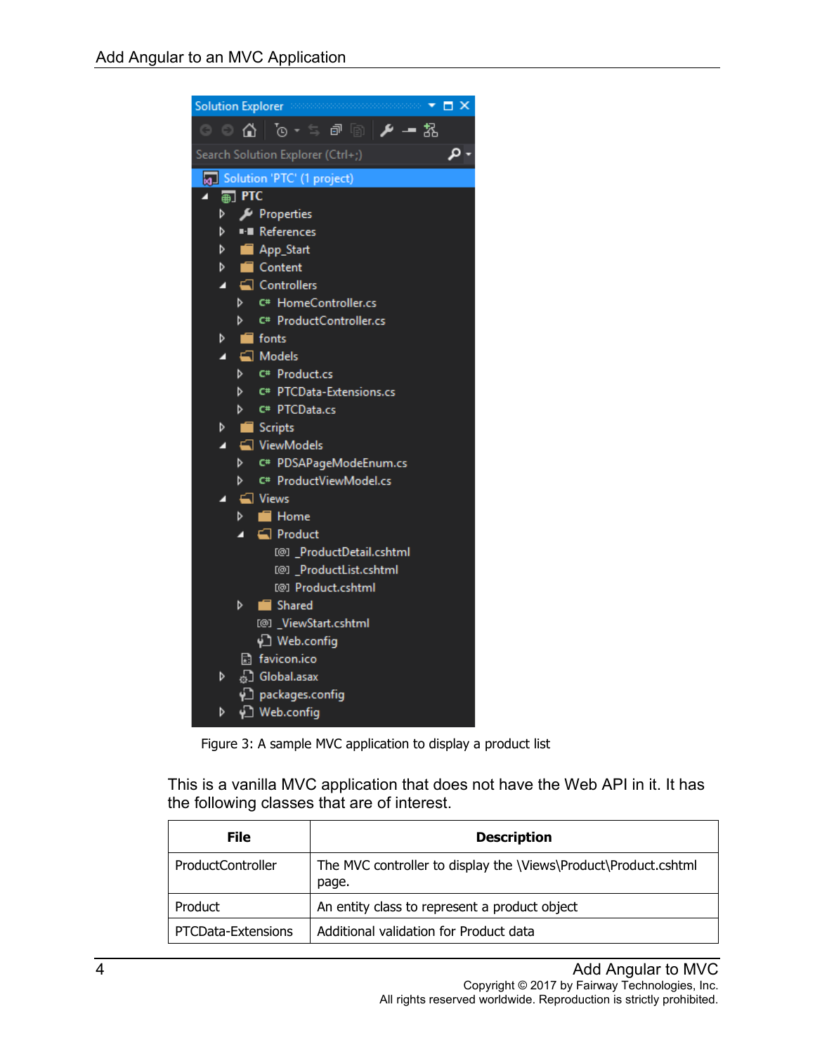Figure 3: A sample MVC application to display a product list

This is a vanilla MVC application that does not have the Web API in it. It has the following classes that are of interest.

| File | Description |
| --- | --- |
| ProductController | The MVC controller to display the \Views\Product\Product.cshtml page. |
| Product | An entity class to represent a product object |
| PTCData-Extensions | Additional validation for Product data |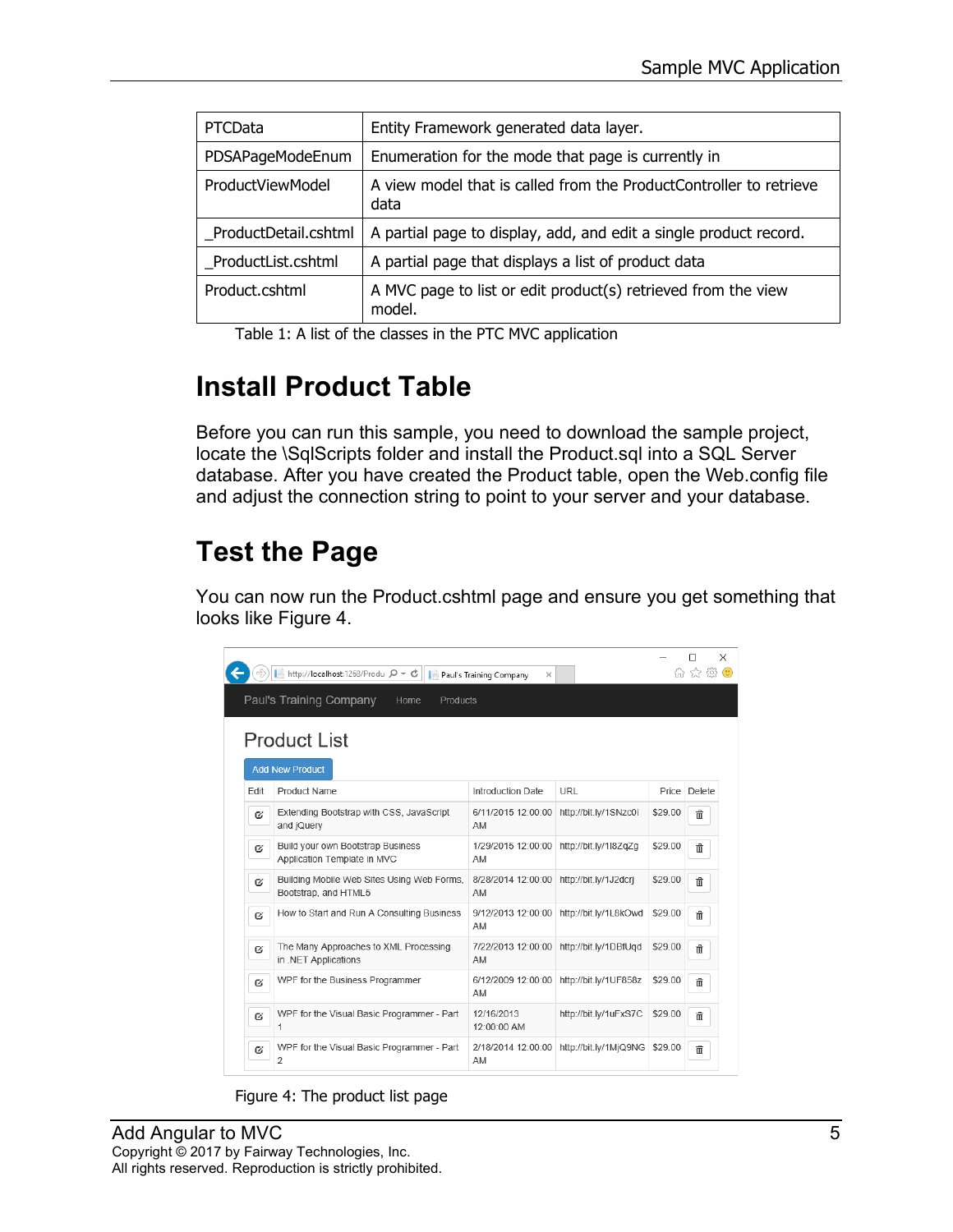| PTCData | Entity Framework generated data layer. |
| --- | --- |
| PDSAPageModeEnum | Enumeration for the mode that page is currently in |
| ProductViewModel | A view model that is called from the ProductController to retrieve data |
| _ProductDetail.cshtml | A partial page to display, add, and edit a single product record. |
| _ProductList.cshtml | A partial page that displays a list of product data |
| Product.cshtml | A MVC page to list or edit product(s) retrieved from the view model. |

Table 1: A list of the classes in the PTC MVC application

# Install Product Table

Before you can run this sample, you need to download the sample project, locate the \SqlScripts folder and install the Product.sql into a SQL Server database. After you have created the Product table, open the Web.config file and adjust the connection string to point to your server and your database.

# Test the Page

You can now run the Product.cshtml page and ensure you get something that looks like Figure 4.

Figure 4: The product list page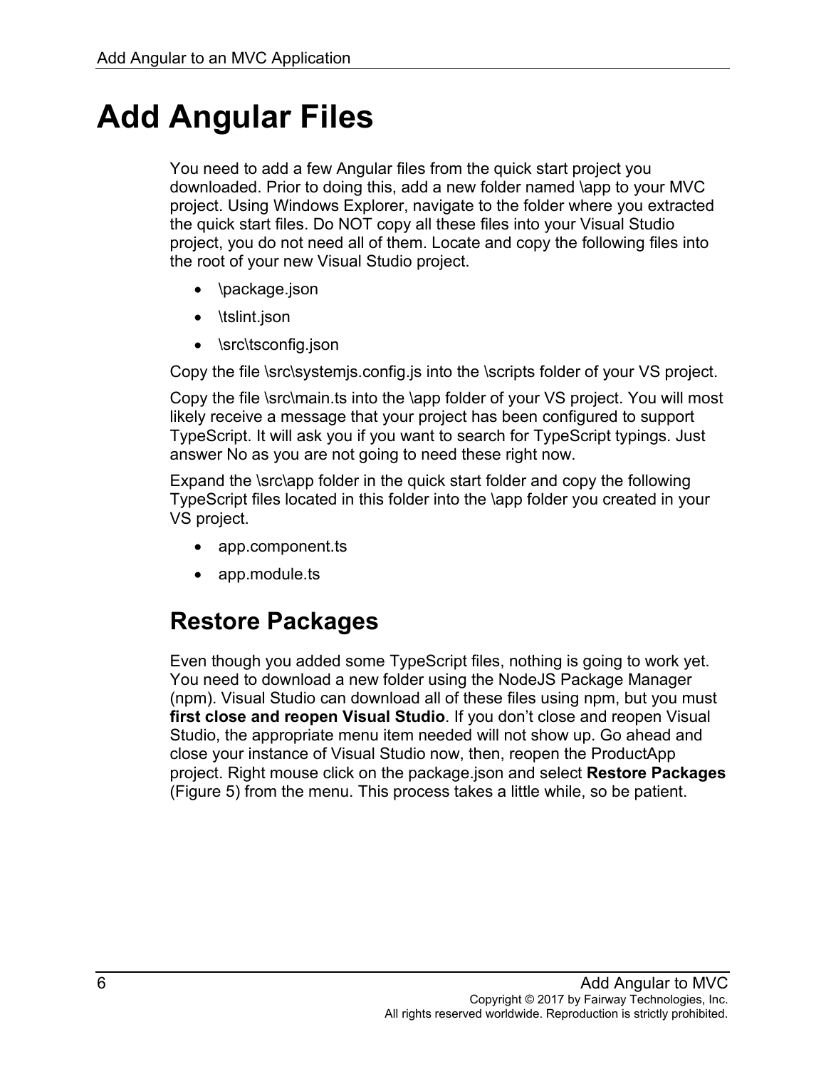# Add Angular Files

You need to add a few Angular files from the quick start project you downloaded. Prior to doing this, add a new folder named \app to your MVC project. Using Windows Explorer, navigate to the folder where you extracted the quick start files. Do NOT copy all these files into your Visual Studio project, you do not need all of them. Locate and copy the following files into the root of your new Visual Studio project.

- \package.json
- \tslint.json
- \src\tsconfig.json

Copy the file \src\systemjs.config.js into the \scripts folder of your VS project.

Copy the file \src\main.ts into the \app folder of your VS project. You will most likely receive a message that your project has been configured to support TypeScript. It will ask you if you want to search for TypeScript typings. Just answer No as you are not going to need these right now.

Expand the \src\app folder in the quick start folder and copy the following TypeScript files located in this folder into the \app folder you created in your VS project.

- app.component.ts
- app.module.ts

## Restore Packages

Even though you added some TypeScript files, nothing is going to work yet. You need to download a new folder using the NodeJS Package Manager (npm). Visual Studio can download all of these files using npm, but you must **first close and reopen Visual Studio**. If you don't close and reopen Visual Studio, the appropriate menu item needed will not show up. Go ahead and close your instance of Visual Studio now, then, reopen the ProductApp project. Right mouse click on the package.json and select **Restore Packages** (Figure 5) from the menu. This process takes a little while, so be patient.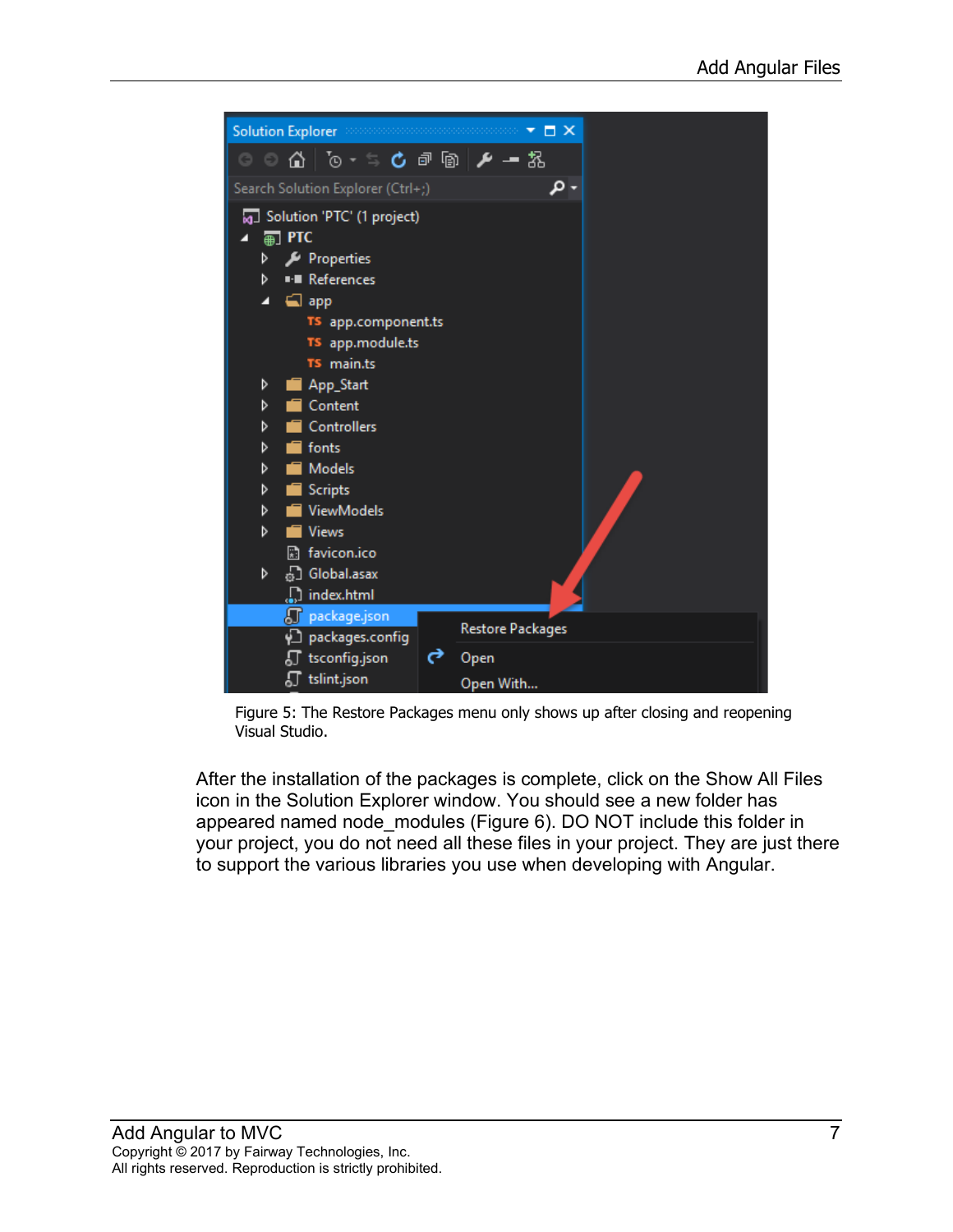Figure 5: The Restore Packages menu only shows up after closing and reopening Visual Studio.

After the installation of the packages is complete, click on the Show All Files icon in the Solution Explorer window. You should see a new folder has appeared named node_modules (Figure 6). DO NOT include this folder in your project, you do not need all these files in your project. They are just there to support the various libraries you use when developing with Angular.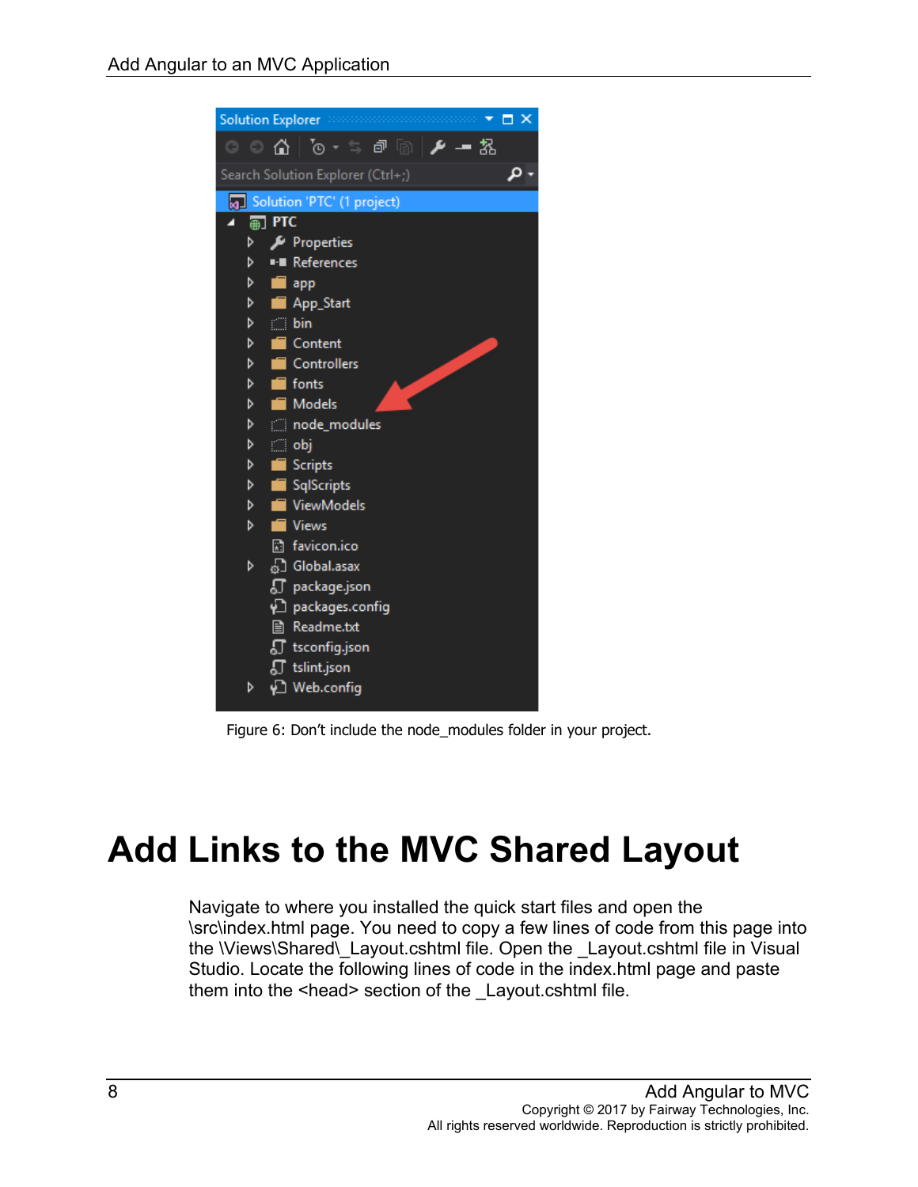Figure 6: Don't include the node_modules folder in your project.

# Add Links to the MVC Shared Layout

Navigate to where you installed the quick start files and open the \src\index.html page. You need to copy a few lines of code from this page into the \Views\Shared\_Layout.cshtml file. Open the _Layout.cshtml file in Visual Studio. Locate the following lines of code in the index.html page and paste them into the <head> section of the _Layout.cshtml file.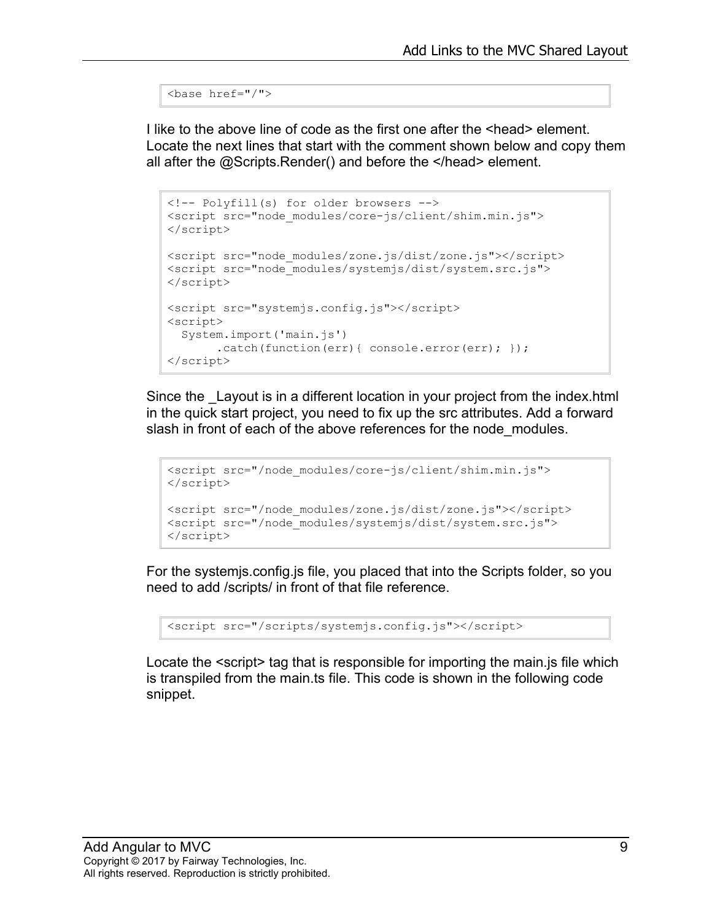```
<base href="/">
```

I like to the above line of code as the first one after the <head> element. Locate the next lines that start with the comment shown below and copy them all after the @Scripts.Render() and before the </head> element.

```
<!-- Polyfill(s) for older browsers -->
<script src="node_modules/core-js/client/shim.min.js">
</script>

<script src="node_modules/zone.js/dist/zone.js"></script>
<script src="node_modules/systemjs/dist/system.src.js">
</script>

<script src="systemjs.config.js"></script>
<script>
  System.import('main.js')
       .catch(function(err){ console.error(err); });
</script>
```

Since the _Layout is in a different location in your project from the index.html in the quick start project, you need to fix up the src attributes. Add a forward slash in front of each of the above references for the node_modules.

```
<script src="/node_modules/core-js/client/shim.min.js">
</script>

<script src="/node_modules/zone.js/dist/zone.js"></script>
<script src="/node_modules/systemjs/dist/system.src.js">
</script>
```

For the systemjs.config.js file, you placed that into the Scripts folder, so you need to add /scripts/ in front of that file reference.

```
<script src="/scripts/systemjs.config.js"></script>
```

Locate the <script> tag that is responsible for importing the main.js file which is transpiled from the main.ts file. This code is shown in the following code snippet.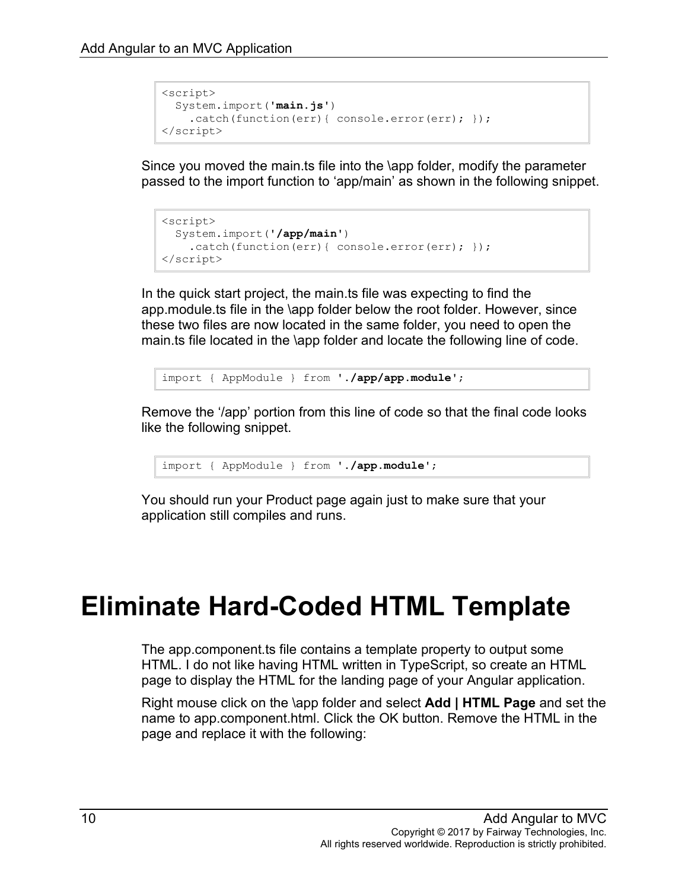```
<script>
  System.import('main.js')
    .catch(function(err){ console.error(err); });
</script>
```

Since you moved the main.ts file into the \app folder, modify the parameter passed to the import function to ‘app/main’ as shown in the following snippet.

```
<script>
  System.import('/app/main')
    .catch(function(err){ console.error(err); });
</script>
```

In the quick start project, the main.ts file was expecting to find the app.module.ts file in the \app folder below the root folder. However, since these two files are now located in the same folder, you need to open the main.ts file located in the \app folder and locate the following line of code.

```
import { AppModule } from './app/app.module';
```

Remove the ‘/app’ portion from this line of code so that the final code looks like the following snippet.

```
import { AppModule } from './app.module';
```

You should run your Product page again just to make sure that your application still compiles and runs.

# Eliminate Hard-Coded HTML Template

The app.component.ts file contains a template property to output some HTML. I do not like having HTML written in TypeScript, so create an HTML page to display the HTML for the landing page of your Angular application.

Right mouse click on the \app folder and select **Add | HTML Page** and set the name to app.component.html. Click the OK button. Remove the HTML in the page and replace it with the following: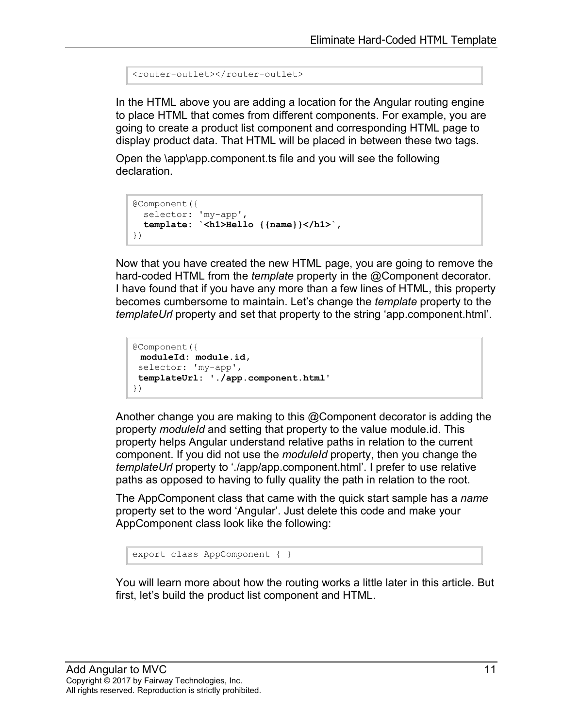```
<router-outlet></router-outlet>
```

In the HTML above you are adding a location for the Angular routing engine to place HTML that comes from different components. For example, you are going to create a product list component and corresponding HTML page to display product data. That HTML will be placed in between these two tags.

Open the \app\app.component.ts file and you will see the following declaration.

```
@Component({
  selector: 'my-app',
  template: `<h1>Hello {{name}}</h1>`,
})
```

Now that you have created the new HTML page, you are going to remove the hard-coded HTML from the *template* property in the @Component decorator. I have found that if you have any more than a few lines of HTML, this property becomes cumbersome to maintain. Let's change the *template* property to the *templateUrl* property and set that property to the string 'app.component.html'.

```
@Component({
 moduleId: module.id,
 selector: 'my-app',
 templateUrl: './app.component.html'
})
```

Another change you are making to this @Component decorator is adding the property *moduleId* and setting that property to the value module.id. This property helps Angular understand relative paths in relation to the current component. If you did not use the *moduleId* property, then you change the *templateUrl* property to './app/app.component.html'. I prefer to use relative paths as opposed to having to fully quality the path in relation to the root.

The AppComponent class that came with the quick start sample has a *name* property set to the word 'Angular'. Just delete this code and make your AppComponent class look like the following:

```
export class AppComponent { }
```

You will learn more about how the routing works a little later in this article. But first, let's build the product list component and HTML.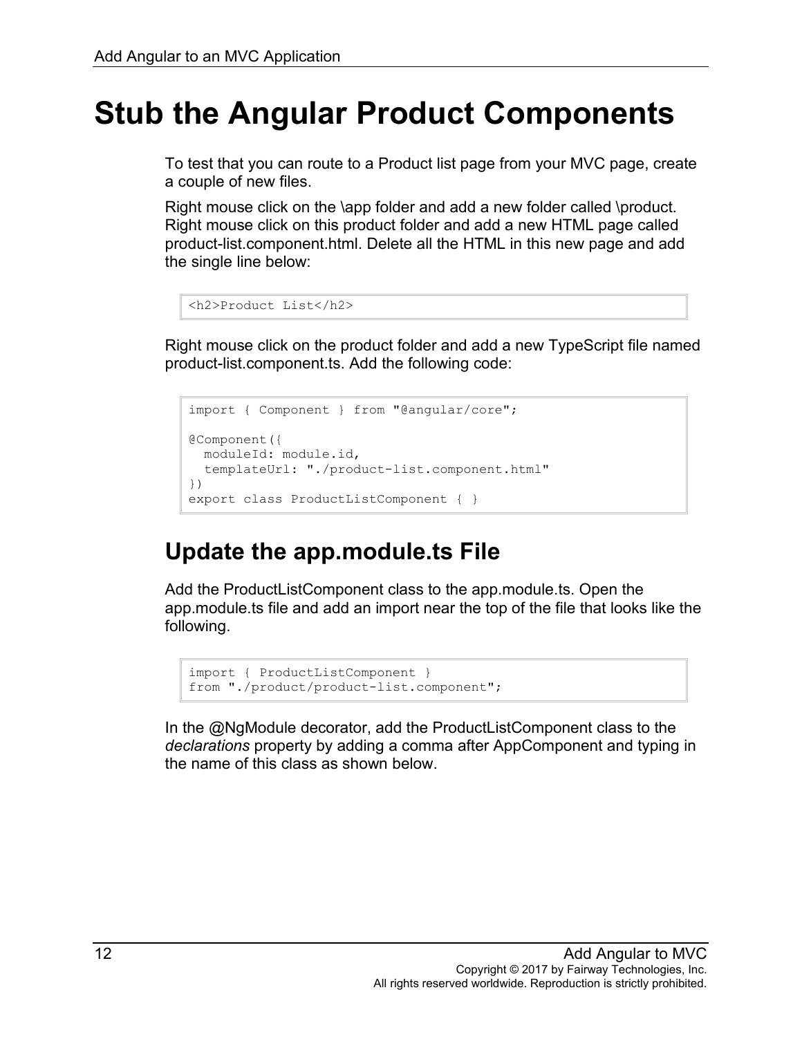# Stub the Angular Product Components

To test that you can route to a Product list page from your MVC page, create a couple of new files.

Right mouse click on the \app folder and add a new folder called \product. Right mouse click on this product folder and add a new HTML page called product-list.component.html. Delete all the HTML in this new page and add the single line below:

```
<h2>Product List</h2>
```

Right mouse click on the product folder and add a new TypeScript file named product-list.component.ts. Add the following code:

```
import { Component } from "@angular/core";

@Component({
  moduleId: module.id,
  templateUrl: "./product-list.component.html"
})
export class ProductListComponent { }
```

## Update the app.module.ts File

Add the ProductListComponent class to the app.module.ts. Open the app.module.ts file and add an import near the top of the file that looks like the following.

```
import { ProductListComponent }
from "./product/product-list.component";
```

In the @NgModule decorator, add the ProductListComponent class to the *declarations* property by adding a comma after AppComponent and typing in the name of this class as shown below.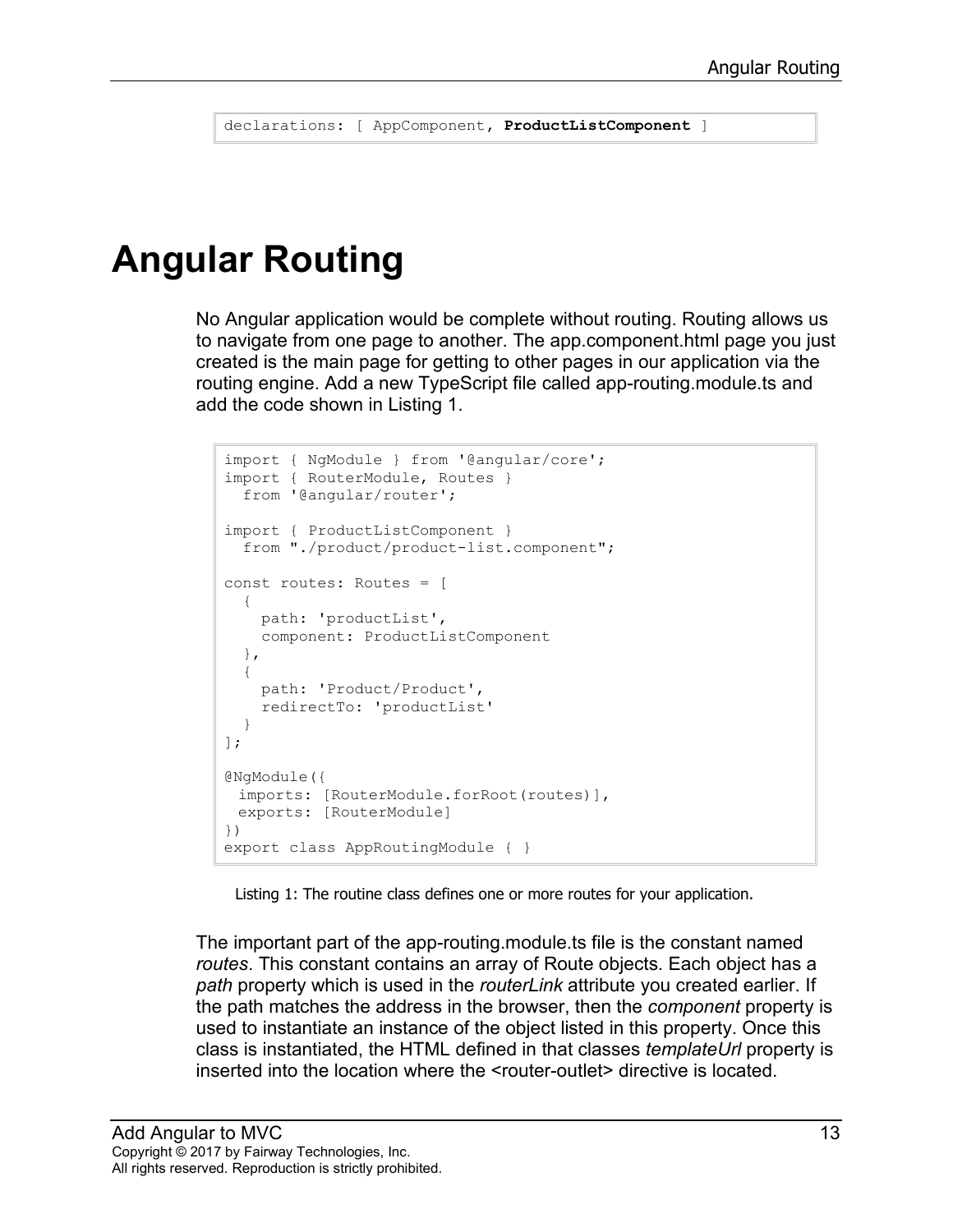```
declarations: [ AppComponent, ProductListComponent ]
```

# Angular Routing

No Angular application would be complete without routing. Routing allows us to navigate from one page to another. The app.component.html page you just created is the main page for getting to other pages in our application via the routing engine. Add a new TypeScript file called app-routing.module.ts and add the code shown in Listing 1.

```
import { NgModule } from '@angular/core';
import { RouterModule, Routes }
  from '@angular/router';

import { ProductListComponent }
  from "./product/product-list.component";

const routes: Routes = [
  {
    path: 'productList',
    component: ProductListComponent
  },
  {
    path: 'Product/Product',
    redirectTo: 'productList'
  }
];

@NgModule({
 imports: [RouterModule.forRoot(routes)],
 exports: [RouterModule]
})
export class AppRoutingModule { }
```

Listing 1: The routine class defines one or more routes for your application.

The important part of the app-routing.module.ts file is the constant named *routes*. This constant contains an array of Route objects. Each object has a *path* property which is used in the *routerLink* attribute you created earlier. If the path matches the address in the browser, then the *component* property is used to instantiate an instance of the object listed in this property. Once this class is instantiated, the HTML defined in that classes *templateUrl* property is inserted into the location where the <router-outlet> directive is located.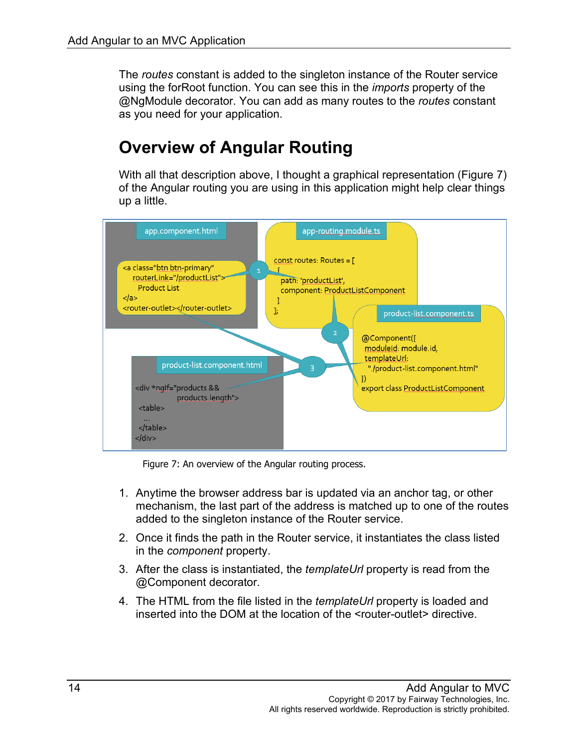The *routes* constant is added to the singleton instance of the Router service using the forRoot function. You can see this in the *imports* property of the @NgModule decorator. You can add as many routes to the *routes* constant as you need for your application.

## Overview of Angular Routing

With all that description above, I thought a graphical representation (Figure 7) of the Angular routing you are using in this application might help clear things up a little.

Figure 7: An overview of the Angular routing process.

1. Anytime the browser address bar is updated via an anchor tag, or other mechanism, the last part of the address is matched up to one of the routes added to the singleton instance of the Router service.
2. Once it finds the path in the Router service, it instantiates the class listed in the *component* property.
3. After the class is instantiated, the *templateUrl* property is read from the @Component decorator.
4. The HTML from the file listed in the *templateUrl* property is loaded and inserted into the DOM at the location of the <router-outlet> directive.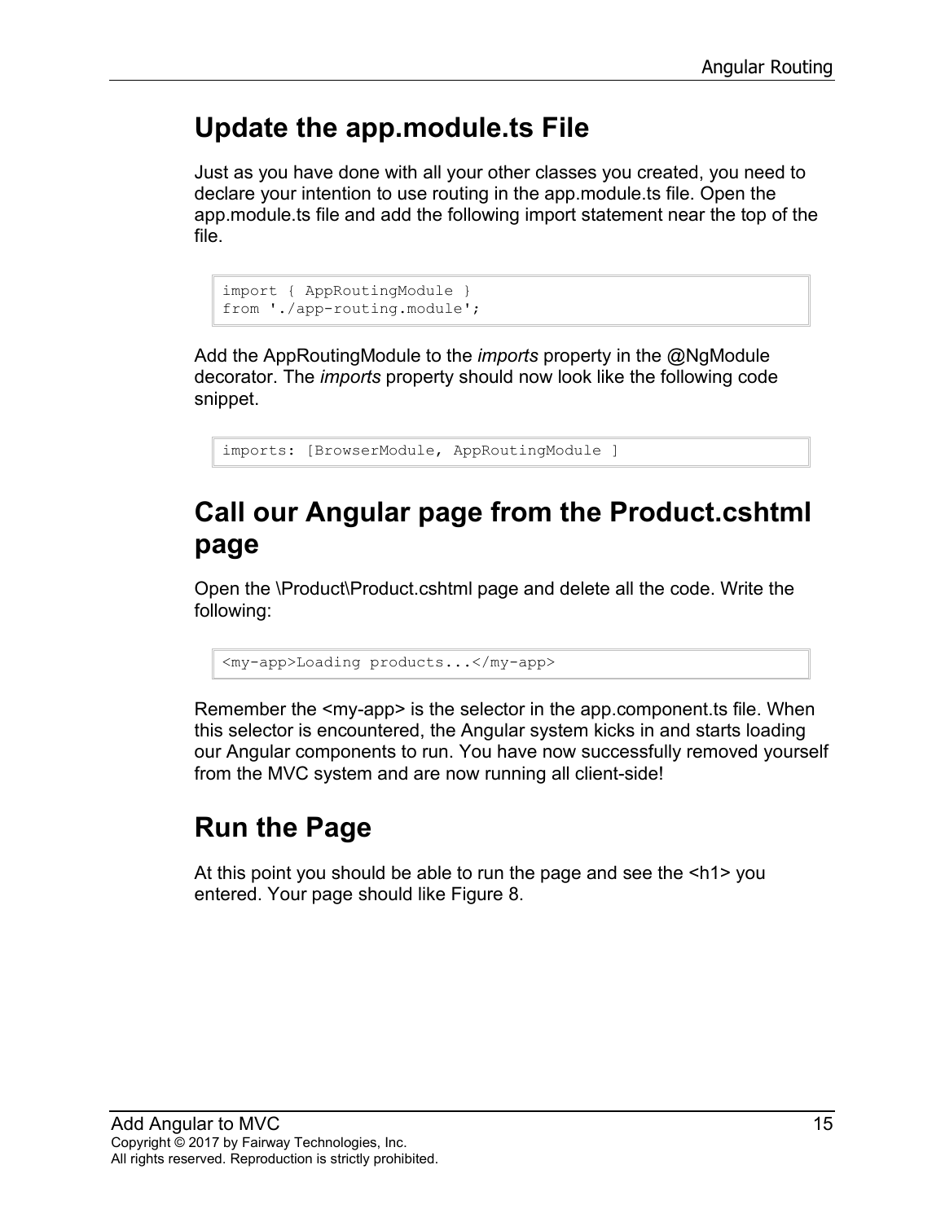## Update the app.module.ts File

Just as you have done with all your other classes you created, you need to declare your intention to use routing in the app.module.ts file. Open the app.module.ts file and add the following import statement near the top of the file.

```
import { AppRoutingModule }
from './app-routing.module';
```

Add the AppRoutingModule to the *imports* property in the @NgModule decorator. The *imports* property should now look like the following code snippet.

```
imports: [BrowserModule, AppRoutingModule ]
```

## Call our Angular page from the Product.cshtml page

Open the \Product\Product.cshtml page and delete all the code. Write the following:

```
<my-app>Loading products...</my-app>
```

Remember the <my-app> is the selector in the app.component.ts file. When this selector is encountered, the Angular system kicks in and starts loading our Angular components to run. You have now successfully removed yourself from the MVC system and are now running all client-side!

## Run the Page

At this point you should be able to run the page and see the <h1> you entered. Your page should like Figure 8.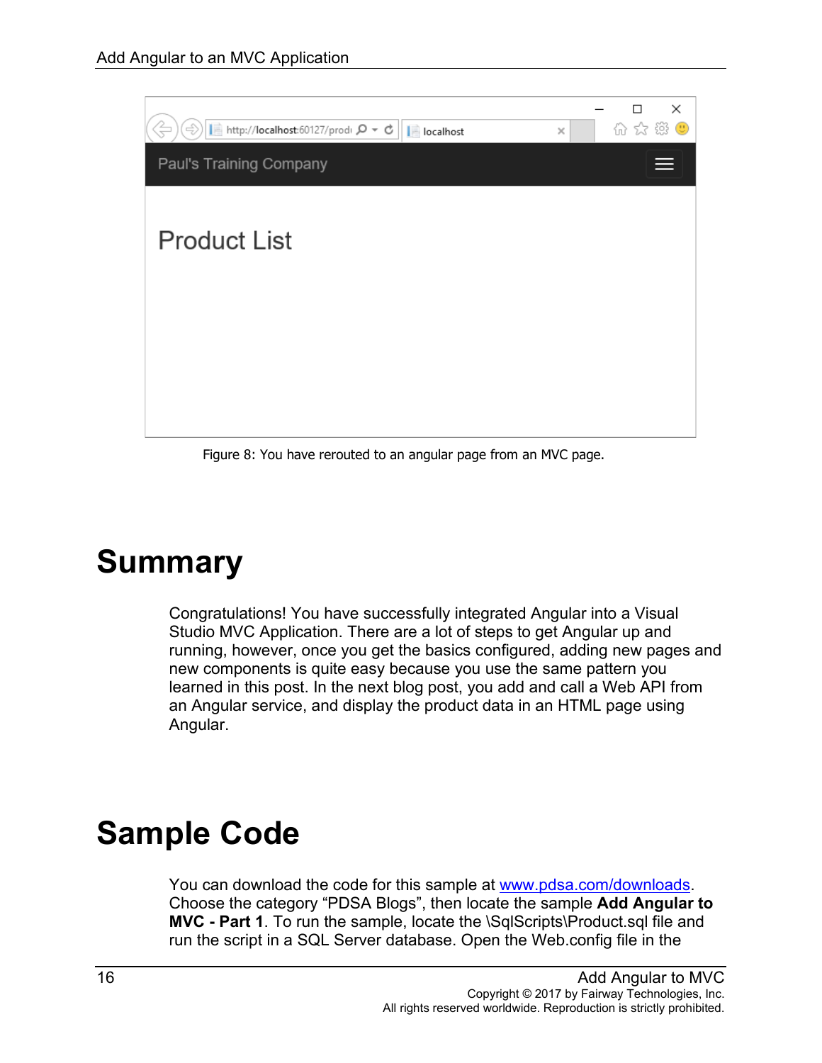Figure 8: You have rerouted to an angular page from an MVC page.

# Summary

Congratulations! You have successfully integrated Angular into a Visual Studio MVC Application. There are a lot of steps to get Angular up and running, however, once you get the basics configured, adding new pages and new components is quite easy because you use the same pattern you learned in this post. In the next blog post, you add and call a Web API from an Angular service, and display the product data in an HTML page using Angular.

# Sample Code

You can download the code for this sample at [www.pdsa.com/downloads](http://www.pdsa.com/downloads). Choose the category “PDSA Blogs”, then locate the sample **Add Angular to MVC - Part 1**. To run the sample, locate the \SqlScripts\Product.sql file and run the script in a SQL Server database. Open the Web.config file in the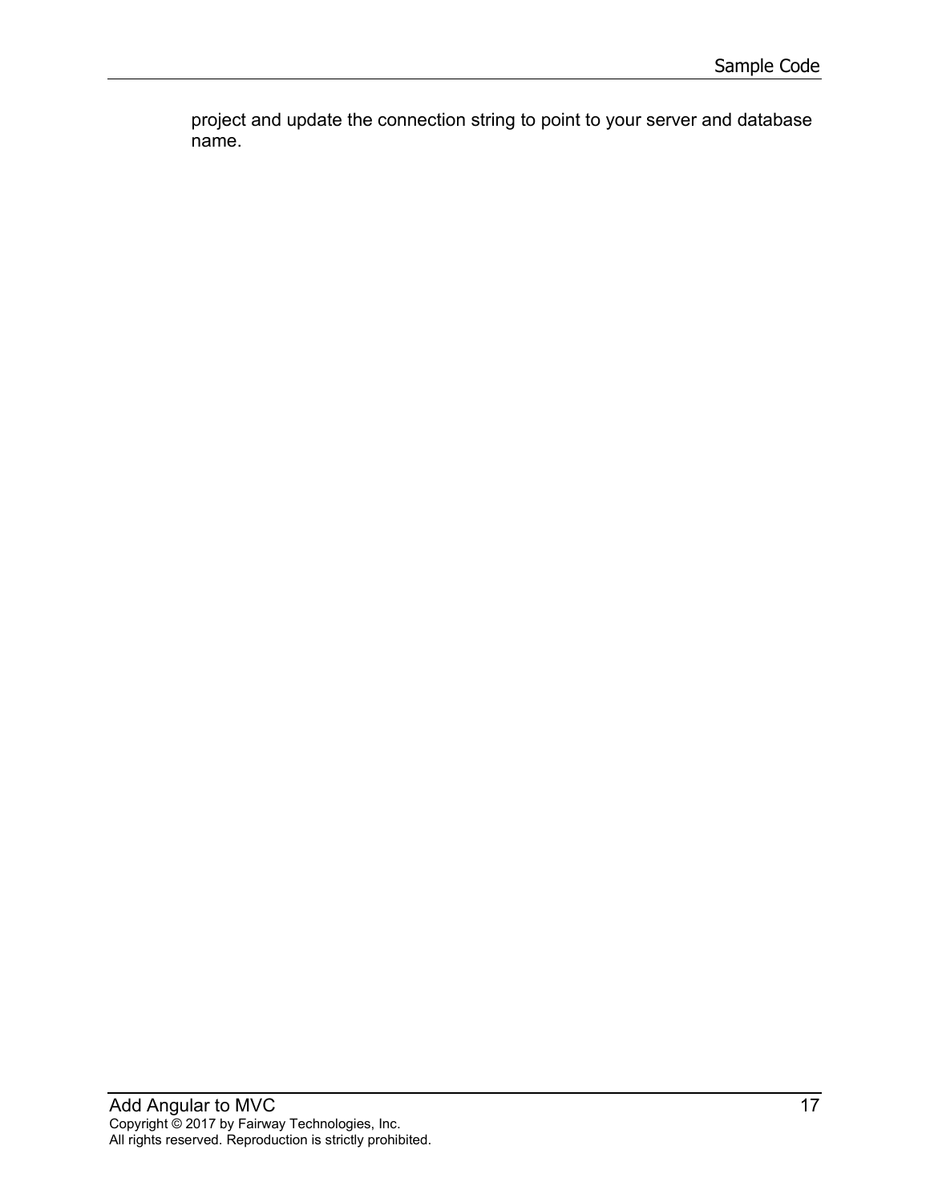project and update the connection string to point to your server and database name.